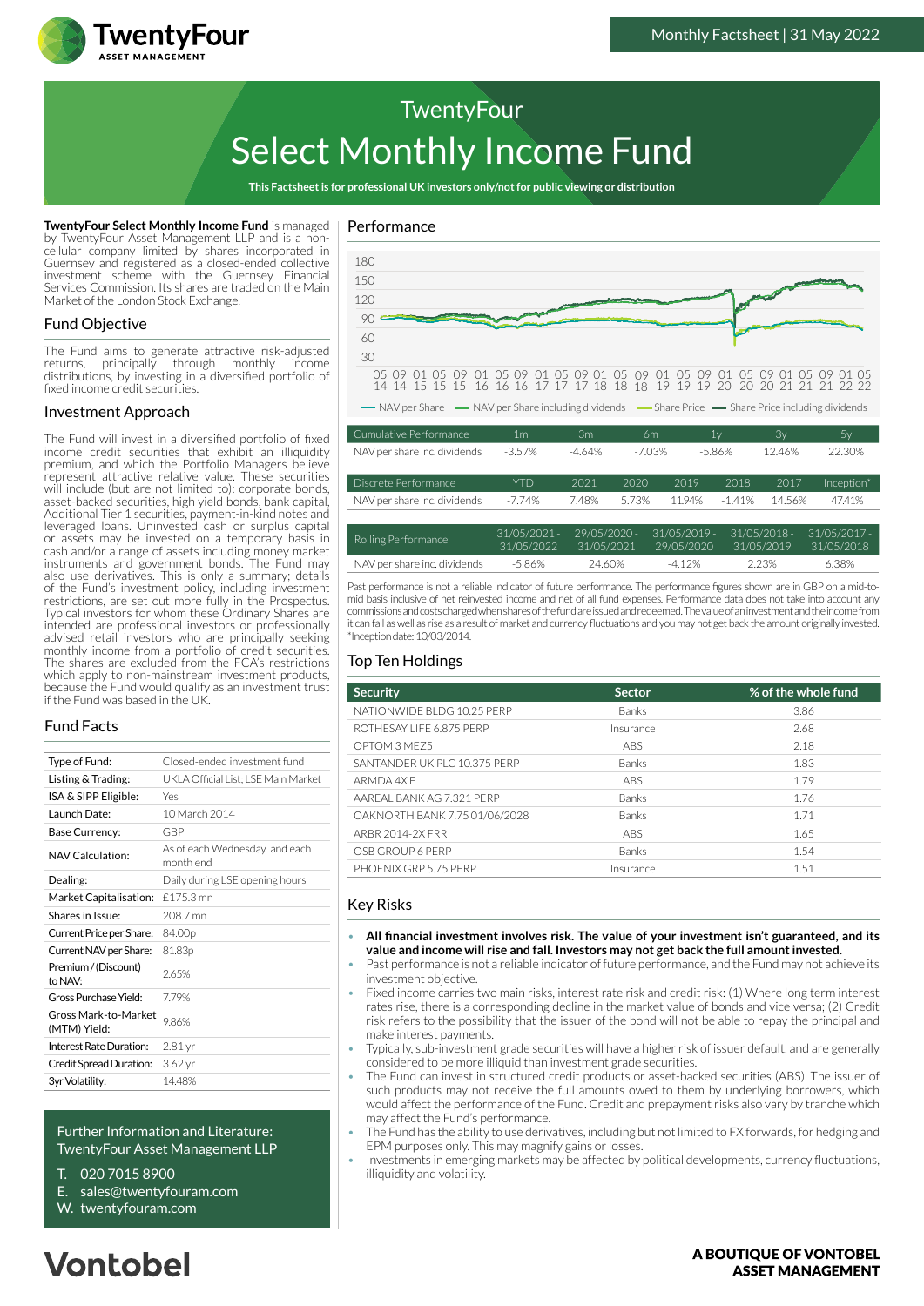TwentyFour
ASSET MANAGEMENT

Monthly Factsheet | 31 May 2022

# TwentyFour Select Monthly Income Fund

**This Factsheet is for professional UK investors only/not for public viewing or distribution**

**TwentyFour Select Monthly Income Fund** is managed by TwentyFour Asset Management LLP and is a non-cellular company limited by shares incorporated in Guernsey and registered as a closed-ended collective investment scheme with the Guernsey Financial Services Commission. Its shares are traded on the Main Market of the London Stock Exchange.

## Fund Objective

The Fund aims to generate attractive risk-adjusted returns, principally through monthly income distributions, by investing in a diversified portfolio of fixed income credit securities.

## Investment Approach

The Fund will invest in a diversified portfolio of fixed income credit securities that exhibit an illiquidity premium, and which the Portfolio Managers believe represent attractive relative value. These securities will include (but are not limited to): corporate bonds, asset-backed securities, high yield bonds, bank capital, Additional Tier 1 securities, payment-in-kind notes and leveraged loans. Uninvested cash or surplus capital or assets may be invested on a temporary basis in cash and/or a range of assets including money market instruments and government bonds. The Fund may also use derivatives. This is only a summary; details of the Fund's investment policy, including investment restrictions, are set out more fully in the Prospectus. Typical investors for whom these Ordinary Shares are intended are professional investors or professionally advised retail investors who are principally seeking monthly income from a portfolio of credit securities. The shares are excluded from the FCA's restrictions which apply to non-mainstream investment products, because the Fund would qualify as an investment trust if the Fund was based in the UK.

## Fund Facts

| | |
|---|---|
| Type of Fund: | Closed-ended investment fund |
| Listing & Trading: | UKLA Official List; LSE Main Market |
| ISA & SIPP Eligible: | Yes |
| Launch Date: | 10 March 2014 |
| Base Currency: | GBP |
| NAV Calculation: | As of each Wednesday and each month end |
| Dealing: | Daily during LSE opening hours |
| Market Capitalisation: | £175.3 mn |
| Shares in Issue: | 208.7 mn |
| Current Price per Share: | 84.00p |
| Current NAV per Share: | 81.83p |
| Premium / (Discount) to NAV: | 2.65% |
| Gross Purchase Yield: | 7.79% |
| Gross Mark-to-Market (MTM) Yield: | 9.86% |
| Interest Rate Duration: | 2.81 yr |
| Credit Spread Duration: | 3.62 yr |
| 3yr Volatility: | 14.48% |

Further Information and Literature:
TwentyFour Asset Management LLP

T. 020 7015 8900
E. sales@twentyfouram.com
W. twentyfouram.com

## Performance

— NAV per Share — NAV per Share including dividends — Share Price — Share Price including dividends

| Cumulative Performance | 1m | 3m | 6m | 1y | 3y | 5y |
|---|---|---|---|---|---|---|
| NAV per share inc. dividends | -3.57% | -4.64% | -7.03% | -5.86% | 12.46% | 22.30% |

| Discrete Performance | YTD | 2021 | 2020 | 2019 | 2018 | 2017 | Inception* |
|---|---|---|---|---|---|---|---|
| NAV per share inc. dividends | -7.74% | 7.48% | 5.73% | 11.94% | -1.41% | 14.56% | 47.41% |

| Rolling Performance | 31/05/2021 - 31/05/2022 | 29/05/2020 - 31/05/2021 | 31/05/2019 - 29/05/2020 | 31/05/2018 - 31/05/2019 | 31/05/2017 - 31/05/2018 |
|---|---|---|---|---|---|
| NAV per share inc. dividends | -5.86% | 24.60% | -4.12% | 2.23% | 6.38% |

Past performance is not a reliable indicator of future performance. The performance figures shown are in GBP on a mid-to-mid basis inclusive of net reinvested income and net of all fund expenses. Performance data does not take into account any commissions and costs charged when shares of the fund are issued and redeemed. The value of an investment and the income from it can fall as well as rise as a result of market and currency fluctuations and you may not get back the amount originally invested.
*Inception date: 10/03/2014.

## Top Ten Holdings

| Security | Sector | % of the whole fund |
|---|---|---|
| NATIONWIDE BLDG 10.25 PERP | Banks | 3.86 |
| ROTHESAY LIFE 6.875 PERP | Insurance | 2.68 |
| OPTOM 3 MEZ5 | ABS | 2.18 |
| SANTANDER UK PLC 10.375 PERP | Banks | 1.83 |
| ARMDA 4X F | ABS | 1.79 |
| AAREAL BANK AG 7.321 PERP | Banks | 1.76 |
| OAKNORTH BANK 7.75 01/06/2028 | Banks | 1.71 |
| ARBR 2014-2X FRR | ABS | 1.65 |
| OSB GROUP 6 PERP | Banks | 1.54 |
| PHOENIX GRP 5.75 PERP | Insurance | 1.51 |

## Key Risks

- **All financial investment involves risk. The value of your investment isn't guaranteed, and its value and income will rise and fall. Investors may not get back the full amount invested.**
- Past performance is not a reliable indicator of future performance, and the Fund may not achieve its investment objective.
- Fixed income carries two main risks, interest rate risk and credit risk: (1) Where long term interest rates rise, there is a corresponding decline in the market value of bonds and vice versa; (2) Credit risk refers to the possibility that the issuer of the bond will not be able to repay the principal and make interest payments.
- Typically, sub-investment grade securities will have a higher risk of issuer default, and are generally considered to be more illiquid than investment grade securities.
- The Fund can invest in structured credit products or asset-backed securities (ABS). The issuer of such products may not receive the full amounts owed to them by underlying borrowers, which would affect the performance of the Fund. Credit and prepayment risks also vary by tranche which may affect the Fund's performance.
- The Fund has the ability to use derivatives, including but not limited to FX forwards, for hedging and EPM purposes only. This may magnify gains or losses.
- Investments in emerging markets may be affected by political developments, currency fluctuations, illiquidity and volatility.

Vontobel

**A BOUTIQUE OF VONTOBEL ASSET MANAGEMENT**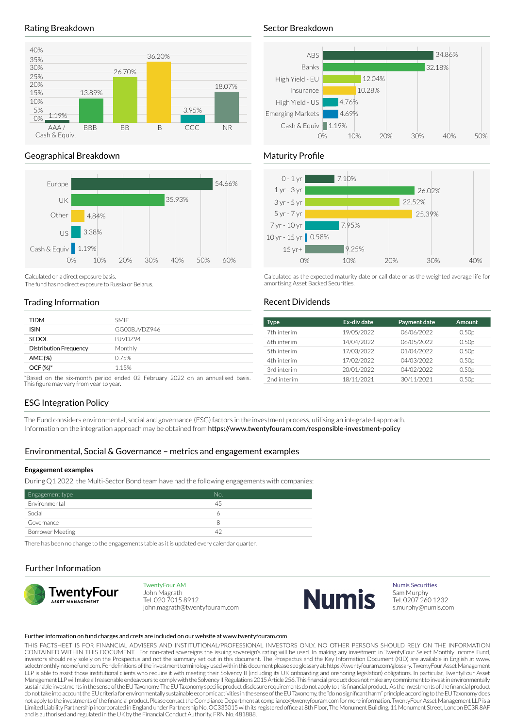## Rating Breakdown

40%
35%
30%
25%
20%
15%
10%
5%
0%

1.19%
13.89%
26.70%
36.20%
3.95%
18.07%

AAA / Cash & Equiv.
BBB
BB
B
CCC
NR

## Sector Breakdown

ABS 34.86%
Banks 32.18%
High Yield - EU 12.04%
Insurance 10.28%
High Yield - US 4.76%
Emerging Markets 4.69%
Cash & Equiv 1.19%

0% 10% 20% 30% 40% 50%

## Geographical Breakdown

Europe 54.66%
UK 35.93%
Other 4.84%
US 3.38%
Cash & Equiv 1.19%

0% 10% 20% 30% 40% 50% 60%

Calculated on a direct exposure basis.
The fund has no direct exposure to Russia or Belarus.

## Maturity Profile

0 - 1 yr 7.10%
1 yr - 3 yr 26.02%
3 yr - 5 yr 22.52%
5 yr - 7 yr 25.39%
7 yr - 10 yr 7.95%
10 yr - 15 yr 0.58%
15 yr+ 9.25%

0% 10% 20% 30% 40%

Calculated as the expected maturity date or call date or as the weighted average life for amortising Asset Backed Securities.

## Trading Information

| | |
|---|---|
| TIDM | SMIF |
| ISIN | GG00BJVDZ946 |
| SEDOL | BJVDZ94 |
| Distribution Frequency | Monthly |
| AMC (%) | 0.75% |
| OCF (%)* | 1.15% |

*Based on the six-month period ended 02 February 2022 on an annualised basis. This figure may vary from year to year.

## Recent Dividends

| Type | Ex-div date | Payment date | Amount |
|---|---|---|---|
| 7th interim | 19/05/2022 | 06/06/2022 | 0.50p |
| 6th interim | 14/04/2022 | 06/05/2022 | 0.50p |
| 5th interim | 17/03/2022 | 01/04/2022 | 0.50p |
| 4th interim | 17/02/2022 | 04/03/2022 | 0.50p |
| 3rd interim | 20/01/2022 | 04/02/2022 | 0.50p |
| 2nd interim | 18/11/2021 | 30/11/2021 | 0.50p |

## ESG Integration Policy

The Fund considers environmental, social and governance (ESG) factors in the investment process, utilising an integrated approach. Information on the integration approach may be obtained from **https://www.twentyfouram.com/responsible-investment-policy**

## Environmental, Social & Governance – metrics and engagement examples

**Engagement examples**

During Q1 2022, the Multi-Sector Bond team have had the following engagements with companies:

| Engagement type | No. |
|---|---|
| Environmental | 45 |
| Social | 6 |
| Governance | 8 |
| Borrower Meeting | 42 |

There has been no change to the engagements table as it is updated every calendar quarter.

## Further Information

TwentyFour ASSET MANAGEMENT

TwentyFour AM
John Magrath
Tel. 020 7015 8912
john.magrath@twentyfouram.com

Numis

Numis Securities
Sam Murphy
Tel. 0207 260 1232
s.murphy@numis.com

**Further information on fund charges and costs are included on our website at www.twentyfouram.com**

THIS FACTSHEET IS FOR FINANCIAL ADVISERS AND INSTITUTIONAL/PROFESSIONAL INVESTORS ONLY. NO OTHER PERSONS SHOULD RELY ON THE INFORMATION CONTAINED WITHIN THIS DOCUMENT. For non-rated sovereigns the issuing sovereign's rating will be used. In making any investment in TwentyFour Select Monthly Income Fund, investors should rely solely on the Prospectus and not the summary set out in this document. The Prospectus and the Key Information Document (KID) are available in English at www.selectmonthlyincomefund.com. For definitions of the investment terminology used within this document please see glossary at: https://twentyfouram.com/glossary. TwentyFour Asset Management LLP is able to assist those institutional clients who require it with meeting their Solvency II (including its UK onboarding and onshoring legislation) obligations. In particular, TwentyFour Asset Management LLP will make all reasonable endeavours to comply with the Solvency II Regulations 2015 Article 256. This financial product does not make any commitment to invest in environmentally sustainable investments in the sense of the EU Taxonomy. The EU Taxonomy specific product disclosure requirements do not apply to this financial product. As the investments of the financial product do not take into account the EU criteria for environmentally sustainable economic activities in the sense of the EU Taxonomy, the "do no significant harm" principle according to the EU Taxonomy does not apply to the investments of the financial product. Please contact the Compliance Department at compliance@twentyfouram.com for more information. TwentyFour Asset Management LLP is a Limited Liability Partnership incorporated in England under Partnership No. OC335015 with its registered office at 8th Floor, The Monument Building, 11 Monument Street, London EC3R 8AF and is authorised and regulated in the UK by the Financial Conduct Authority, FRN No. 481888.